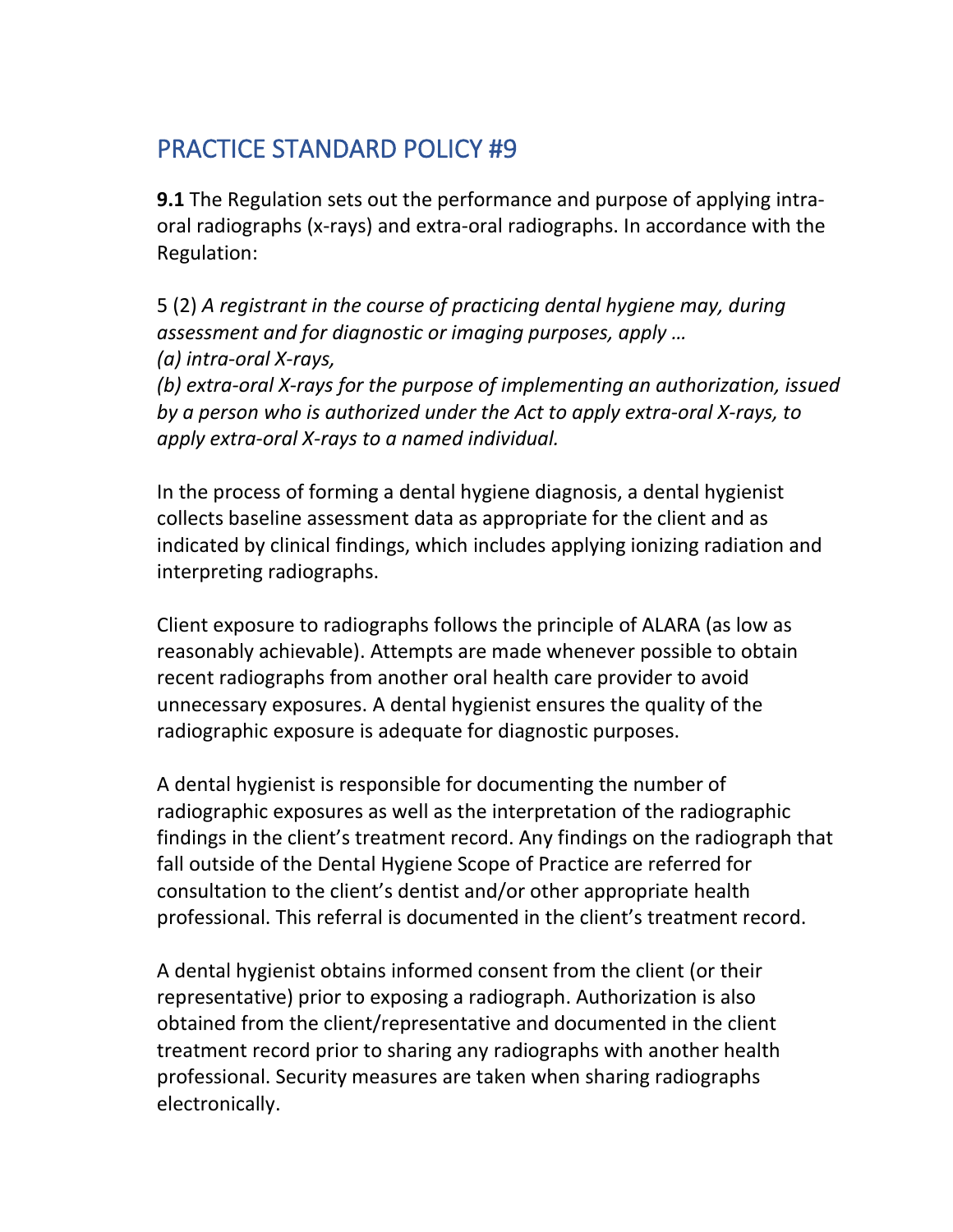# PRACTICE STANDARD POLICY #9

**9.1** The Regulation sets out the performance and purpose of applying intra-oral radiographs (x-rays) and extra-oral radiographs. In accordance with the Regulation:

5 (2) *A registrant in the course of practicing dental hygiene may, during assessment and for diagnostic or imaging purposes, apply …*
*(a) intra-oral X-rays,*
*(b) extra-oral X-rays for the purpose of implementing an authorization, issued by a person who is authorized under the Act to apply extra-oral X-rays, to apply extra-oral X-rays to a named individual.*

In the process of forming a dental hygiene diagnosis, a dental hygienist collects baseline assessment data as appropriate for the client and as indicated by clinical findings, which includes applying ionizing radiation and interpreting radiographs.

Client exposure to radiographs follows the principle of ALARA (as low as reasonably achievable). Attempts are made whenever possible to obtain recent radiographs from another oral health care provider to avoid unnecessary exposures. A dental hygienist ensures the quality of the radiographic exposure is adequate for diagnostic purposes.

A dental hygienist is responsible for documenting the number of radiographic exposures as well as the interpretation of the radiographic findings in the client's treatment record. Any findings on the radiograph that fall outside of the Dental Hygiene Scope of Practice are referred for consultation to the client's dentist and/or other appropriate health professional. This referral is documented in the client's treatment record.

A dental hygienist obtains informed consent from the client (or their representative) prior to exposing a radiograph. Authorization is also obtained from the client/representative and documented in the client treatment record prior to sharing any radiographs with another health professional. Security measures are taken when sharing radiographs electronically.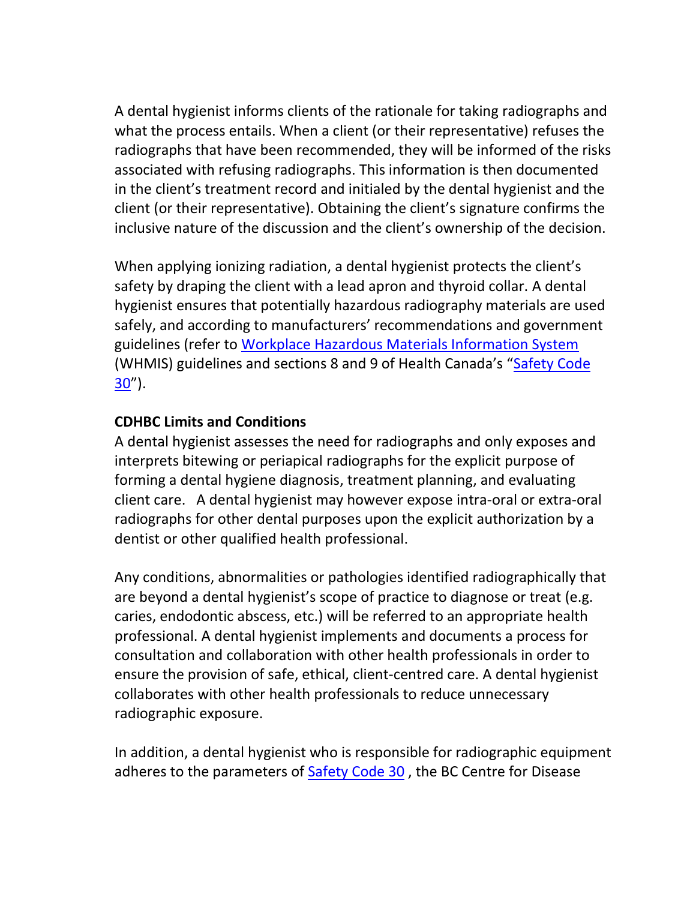A dental hygienist informs clients of the rationale for taking radiographs and what the process entails. When a client (or their representative) refuses the radiographs that have been recommended, they will be informed of the risks associated with refusing radiographs. This information is then documented in the client's treatment record and initialed by the dental hygienist and the client (or their representative). Obtaining the client's signature confirms the inclusive nature of the discussion and the client's ownership of the decision.

When applying ionizing radiation, a dental hygienist protects the client's safety by draping the client with a lead apron and thyroid collar. A dental hygienist ensures that potentially hazardous radiography materials are used safely, and according to manufacturers' recommendations and government guidelines (refer to Workplace Hazardous Materials Information System (WHMIS) guidelines and sections 8 and 9 of Health Canada's "Safety Code 30").

**CDHBC Limits and Conditions**

A dental hygienist assesses the need for radiographs and only exposes and interprets bitewing or periapical radiographs for the explicit purpose of forming a dental hygiene diagnosis, treatment planning, and evaluating client care. A dental hygienist may however expose intra-oral or extra-oral radiographs for other dental purposes upon the explicit authorization by a dentist or other qualified health professional.

Any conditions, abnormalities or pathologies identified radiographically that are beyond a dental hygienist's scope of practice to diagnose or treat (e.g. caries, endodontic abscess, etc.) will be referred to an appropriate health professional. A dental hygienist implements and documents a process for consultation and collaboration with other health professionals in order to ensure the provision of safe, ethical, client-centred care. A dental hygienist collaborates with other health professionals to reduce unnecessary radiographic exposure.

In addition, a dental hygienist who is responsible for radiographic equipment adheres to the parameters of Safety Code 30 , the BC Centre for Disease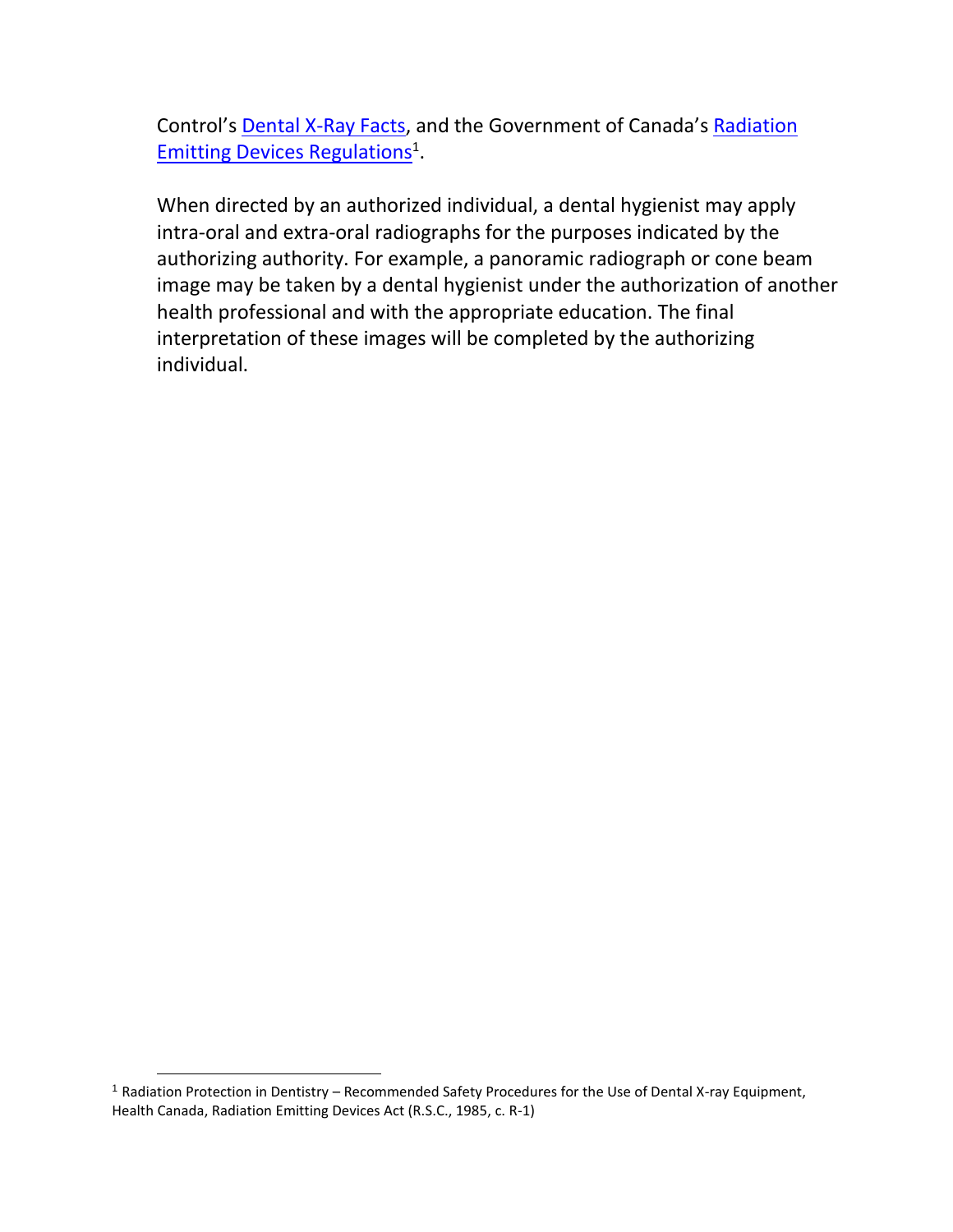Control's Dental X-Ray Facts, and the Government of Canada's Radiation Emitting Devices Regulations[1].

When directed by an authorized individual, a dental hygienist may apply intra-oral and extra-oral radiographs for the purposes indicated by the authorizing authority. For example, a panoramic radiograph or cone beam image may be taken by a dental hygienist under the authorization of another health professional and with the appropriate education. The final interpretation of these images will be completed by the authorizing individual.

---

[1] Radiation Protection in Dentistry – Recommended Safety Procedures for the Use of Dental X-ray Equipment, Health Canada, Radiation Emitting Devices Act (R.S.C., 1985, c. R-1)